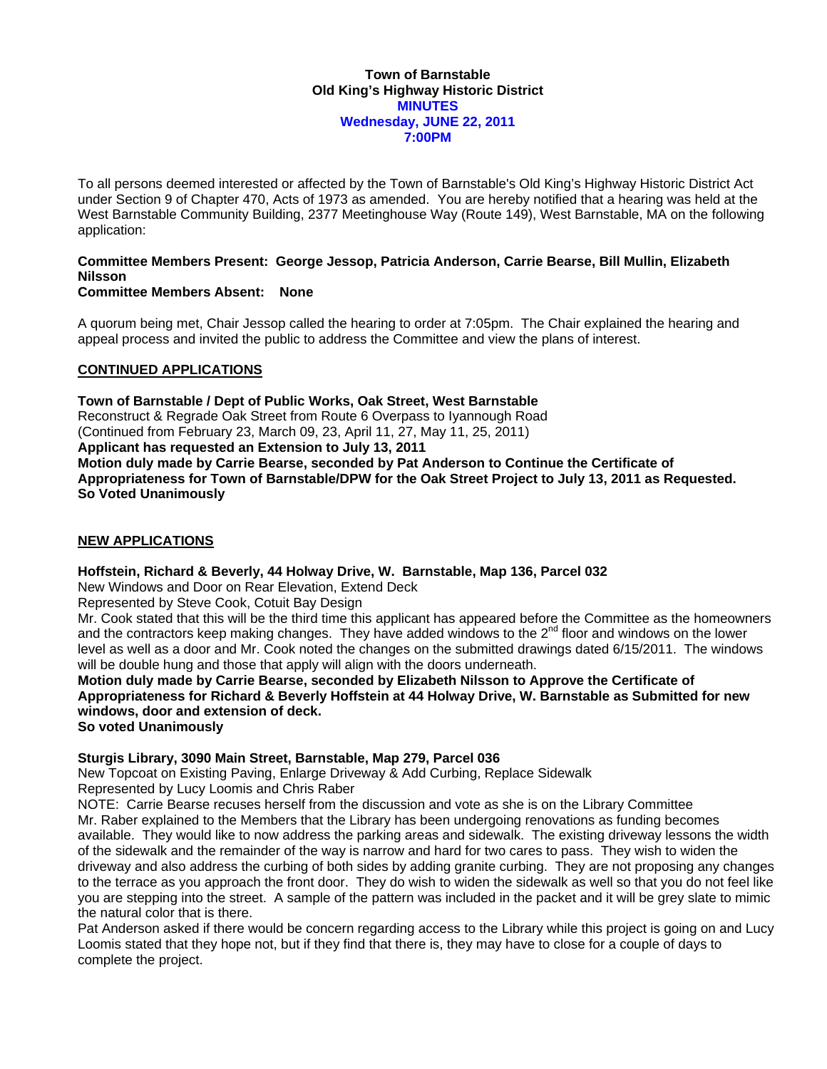**Town of Barnstable**
**Old King's Highway Historic District**
**MINUTES**
**Wednesday, JUNE 22, 2011**
**7:00PM**

To all persons deemed interested or affected by the Town of Barnstable's Old King's Highway Historic District Act under Section 9 of Chapter 470, Acts of 1973 as amended. You are hereby notified that a hearing was held at the West Barnstable Community Building, 2377 Meetinghouse Way (Route 149), West Barnstable, MA on the following application:

**Committee Members Present: George Jessop, Patricia Anderson, Carrie Bearse, Bill Mullin, Elizabeth Nilsson**
**Committee Members Absent: None**

A quorum being met, Chair Jessop called the hearing to order at 7:05pm. The Chair explained the hearing and appeal process and invited the public to address the Committee and view the plans of interest.

## CONTINUED APPLICATIONS

**Town of Barnstable / Dept of Public Works, Oak Street, West Barnstable**
Reconstruct & Regrade Oak Street from Route 6 Overpass to Iyannough Road
(Continued from February 23, March 09, 23, April 11, 27, May 11, 25, 2011)
**Applicant has requested an Extension to July 13, 2011**
**Motion duly made by Carrie Bearse, seconded by Pat Anderson to Continue the Certificate of Appropriateness for Town of Barnstable/DPW for the Oak Street Project to July 13, 2011 as Requested.**
**So Voted Unanimously**

## NEW APPLICATIONS

**Hoffstein, Richard & Beverly, 44 Holway Drive, W. Barnstable, Map 136, Parcel 032**
New Windows and Door on Rear Elevation, Extend Deck
Represented by Steve Cook, Cotuit Bay Design
Mr. Cook stated that this will be the third time this applicant has appeared before the Committee as the homeowners and the contractors keep making changes. They have added windows to the 2nd floor and windows on the lower level as well as a door and Mr. Cook noted the changes on the submitted drawings dated 6/15/2011. The windows will be double hung and those that apply will align with the doors underneath.
**Motion duly made by Carrie Bearse, seconded by Elizabeth Nilsson to Approve the Certificate of Appropriateness for Richard & Beverly Hoffstein at 44 Holway Drive, W. Barnstable as Submitted for new windows, door and extension of deck.**
**So voted Unanimously**

**Sturgis Library, 3090 Main Street, Barnstable, Map 279, Parcel 036**
New Topcoat on Existing Paving, Enlarge Driveway & Add Curbing, Replace Sidewalk
Represented by Lucy Loomis and Chris Raber
NOTE: Carrie Bearse recuses herself from the discussion and vote as she is on the Library Committee
Mr. Raber explained to the Members that the Library has been undergoing renovations as funding becomes available. They would like to now address the parking areas and sidewalk. The existing driveway lessons the width of the sidewalk and the remainder of the way is narrow and hard for two cares to pass. They wish to widen the driveway and also address the curbing of both sides by adding granite curbing. They are not proposing any changes to the terrace as you approach the front door. They do wish to widen the sidewalk as well so that you do not feel like you are stepping into the street. A sample of the pattern was included in the packet and it will be grey slate to mimic the natural color that is there.
Pat Anderson asked if there would be concern regarding access to the Library while this project is going on and Lucy Loomis stated that they hope not, but if they find that there is, they may have to close for a couple of days to complete the project.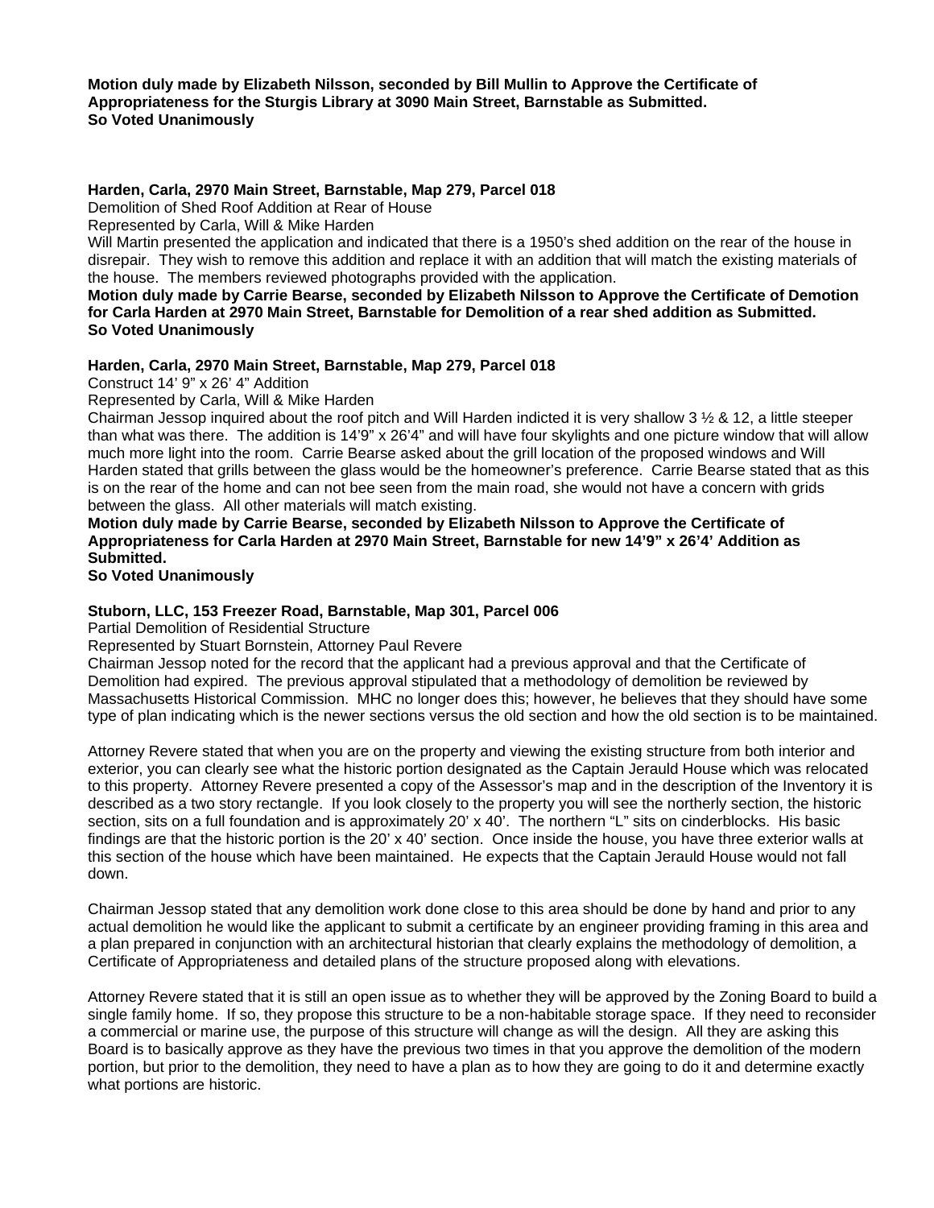**Motion duly made by Elizabeth Nilsson, seconded by Bill Mullin to Approve the Certificate of Appropriateness for the Sturgis Library at 3090 Main Street, Barnstable as Submitted.**
**So Voted Unanimously**

**Harden, Carla, 2970 Main Street, Barnstable, Map 279, Parcel 018**
Demolition of Shed Roof Addition at Rear of House
Represented by Carla, Will & Mike Harden
Will Martin presented the application and indicated that there is a 1950's shed addition on the rear of the house in disrepair. They wish to remove this addition and replace it with an addition that will match the existing materials of the house. The members reviewed photographs provided with the application.
**Motion duly made by Carrie Bearse, seconded by Elizabeth Nilsson to Approve the Certificate of Demotion for Carla Harden at 2970 Main Street, Barnstable for Demolition of a rear shed addition as Submitted.**
**So Voted Unanimously**

**Harden, Carla, 2970 Main Street, Barnstable, Map 279, Parcel 018**
Construct 14' 9" x 26' 4" Addition
Represented by Carla, Will & Mike Harden
Chairman Jessop inquired about the roof pitch and Will Harden indicted it is very shallow 3 ½ & 12, a little steeper than what was there. The addition is 14'9" x 26'4" and will have four skylights and one picture window that will allow much more light into the room. Carrie Bearse asked about the grill location of the proposed windows and Will Harden stated that grills between the glass would be the homeowner's preference. Carrie Bearse stated that as this is on the rear of the home and can not bee seen from the main road, she would not have a concern with grids between the glass. All other materials will match existing.
**Motion duly made by Carrie Bearse, seconded by Elizabeth Nilsson to Approve the Certificate of Appropriateness for Carla Harden at 2970 Main Street, Barnstable for new 14'9" x 26'4' Addition as Submitted.**
**So Voted Unanimously**

**Stuborn, LLC, 153 Freezer Road, Barnstable, Map 301, Parcel 006**
Partial Demolition of Residential Structure
Represented by Stuart Bornstein, Attorney Paul Revere
Chairman Jessop noted for the record that the applicant had a previous approval and that the Certificate of Demolition had expired. The previous approval stipulated that a methodology of demolition be reviewed by Massachusetts Historical Commission. MHC no longer does this; however, he believes that they should have some type of plan indicating which is the newer sections versus the old section and how the old section is to be maintained.

Attorney Revere stated that when you are on the property and viewing the existing structure from both interior and exterior, you can clearly see what the historic portion designated as the Captain Jerauld House which was relocated to this property. Attorney Revere presented a copy of the Assessor's map and in the description of the Inventory it is described as a two story rectangle. If you look closely to the property you will see the northerly section, the historic section, sits on a full foundation and is approximately 20' x 40'. The northern "L" sits on cinderblocks. His basic findings are that the historic portion is the 20' x 40' section. Once inside the house, you have three exterior walls at this section of the house which have been maintained. He expects that the Captain Jerauld House would not fall down.

Chairman Jessop stated that any demolition work done close to this area should be done by hand and prior to any actual demolition he would like the applicant to submit a certificate by an engineer providing framing in this area and a plan prepared in conjunction with an architectural historian that clearly explains the methodology of demolition, a Certificate of Appropriateness and detailed plans of the structure proposed along with elevations.

Attorney Revere stated that it is still an open issue as to whether they will be approved by the Zoning Board to build a single family home. If so, they propose this structure to be a non-habitable storage space. If they need to reconsider a commercial or marine use, the purpose of this structure will change as will the design. All they are asking this Board is to basically approve as they have the previous two times in that you approve the demolition of the modern portion, but prior to the demolition, they need to have a plan as to how they are going to do it and determine exactly what portions are historic.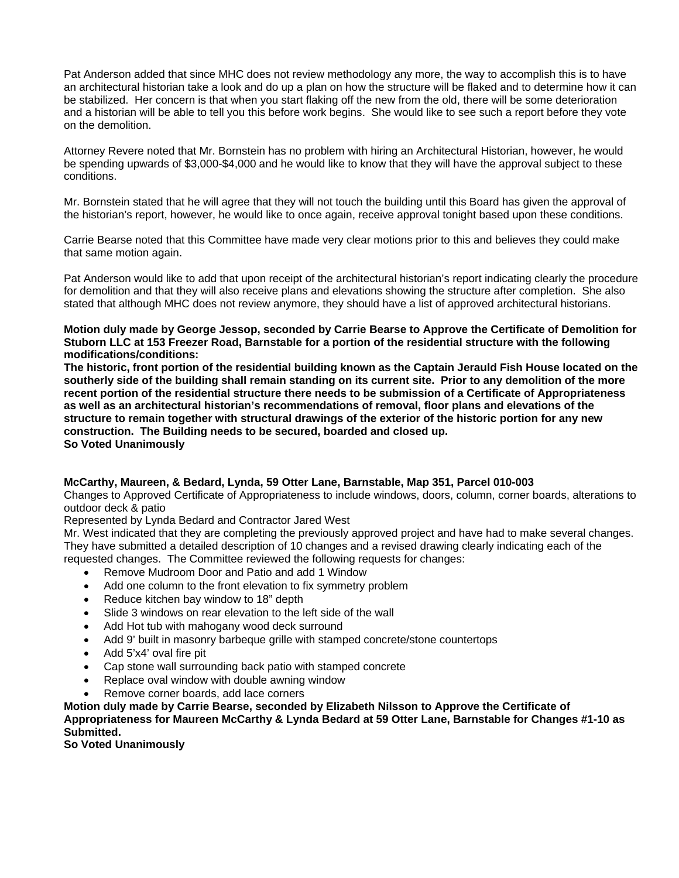Pat Anderson added that since MHC does not review methodology any more, the way to accomplish this is to have an architectural historian take a look and do up a plan on how the structure will be flaked and to determine how it can be stabilized. Her concern is that when you start flaking off the new from the old, there will be some deterioration and a historian will be able to tell you this before work begins. She would like to see such a report before they vote on the demolition.

Attorney Revere noted that Mr. Bornstein has no problem with hiring an Architectural Historian, however, he would be spending upwards of $3,000-$4,000 and he would like to know that they will have the approval subject to these conditions.

Mr. Bornstein stated that he will agree that they will not touch the building until this Board has given the approval of the historian's report, however, he would like to once again, receive approval tonight based upon these conditions.

Carrie Bearse noted that this Committee have made very clear motions prior to this and believes they could make that same motion again.

Pat Anderson would like to add that upon receipt of the architectural historian's report indicating clearly the procedure for demolition and that they will also receive plans and elevations showing the structure after completion. She also stated that although MHC does not review anymore, they should have a list of approved architectural historians.

**Motion duly made by George Jessop, seconded by Carrie Bearse to Approve the Certificate of Demolition for Stuborn LLC at 153 Freezer Road, Barnstable for a portion of the residential structure with the following modifications/conditions:**
**The historic, front portion of the residential building known as the Captain Jerauld Fish House located on the southerly side of the building shall remain standing on its current site. Prior to any demolition of the more recent portion of the residential structure there needs to be submission of a Certificate of Appropriateness as well as an architectural historian's recommendations of removal, floor plans and elevations of the structure to remain together with structural drawings of the exterior of the historic portion for any new construction. The Building needs to be secured, boarded and closed up.**
**So Voted Unanimously**

**McCarthy, Maureen, & Bedard, Lynda, 59 Otter Lane, Barnstable, Map 351, Parcel 010-003**
Changes to Approved Certificate of Appropriateness to include windows, doors, column, corner boards, alterations to outdoor deck & patio
Represented by Lynda Bedard and Contractor Jared West
Mr. West indicated that they are completing the previously approved project and have had to make several changes. They have submitted a detailed description of 10 changes and a revised drawing clearly indicating each of the requested changes. The Committee reviewed the following requests for changes:

- Remove Mudroom Door and Patio and add 1 Window
- Add one column to the front elevation to fix symmetry problem
- Reduce kitchen bay window to 18" depth
- Slide 3 windows on rear elevation to the left side of the wall
- Add Hot tub with mahogany wood deck surround
- Add 9' built in masonry barbeque grille with stamped concrete/stone countertops
- Add 5'x4' oval fire pit
- Cap stone wall surrounding back patio with stamped concrete
- Replace oval window with double awning window
- Remove corner boards, add lace corners

**Motion duly made by Carrie Bearse, seconded by Elizabeth Nilsson to Approve the Certificate of Appropriateness for Maureen McCarthy & Lynda Bedard at 59 Otter Lane, Barnstable for Changes #1-10 as Submitted.**
**So Voted Unanimously**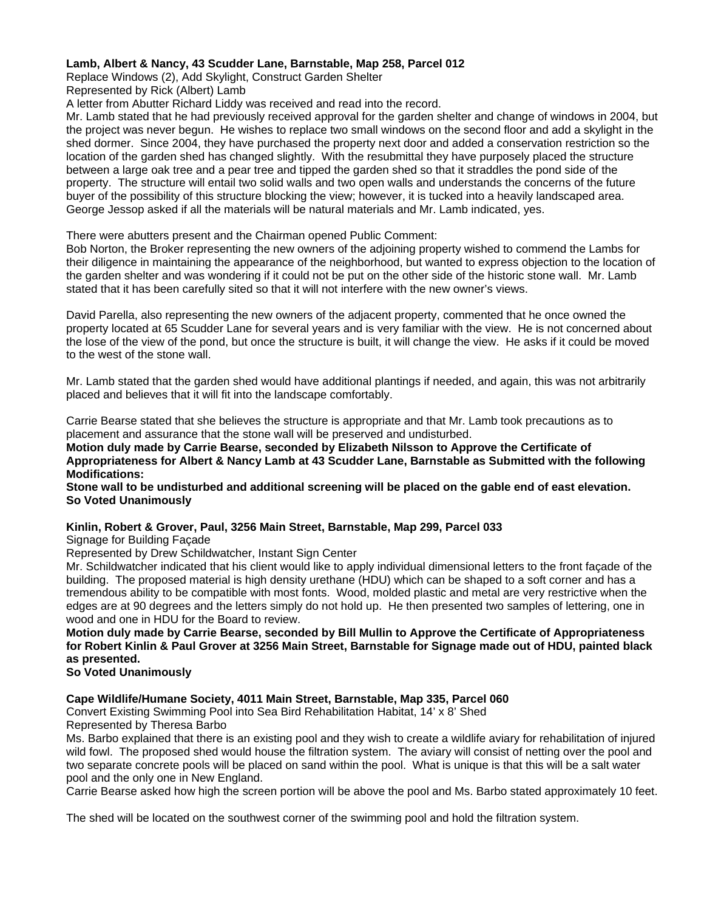**Lamb, Albert & Nancy, 43 Scudder Lane, Barnstable, Map 258, Parcel 012**

Replace Windows (2), Add Skylight, Construct Garden Shelter

Represented by Rick (Albert) Lamb

A letter from Abutter Richard Liddy was received and read into the record.

Mr. Lamb stated that he had previously received approval for the garden shelter and change of windows in 2004, but the project was never begun. He wishes to replace two small windows on the second floor and add a skylight in the shed dormer. Since 2004, they have purchased the property next door and added a conservation restriction so the location of the garden shed has changed slightly. With the resubmittal they have purposely placed the structure between a large oak tree and a pear tree and tipped the garden shed so that it straddles the pond side of the property. The structure will entail two solid walls and two open walls and understands the concerns of the future buyer of the possibility of this structure blocking the view; however, it is tucked into a heavily landscaped area. George Jessop asked if all the materials will be natural materials and Mr. Lamb indicated, yes.

There were abutters present and the Chairman opened Public Comment:

Bob Norton, the Broker representing the new owners of the adjoining property wished to commend the Lambs for their diligence in maintaining the appearance of the neighborhood, but wanted to express objection to the location of the garden shelter and was wondering if it could not be put on the other side of the historic stone wall. Mr. Lamb stated that it has been carefully sited so that it will not interfere with the new owner's views.

David Parella, also representing the new owners of the adjacent property, commented that he once owned the property located at 65 Scudder Lane for several years and is very familiar with the view. He is not concerned about the lose of the view of the pond, but once the structure is built, it will change the view. He asks if it could be moved to the west of the stone wall.

Mr. Lamb stated that the garden shed would have additional plantings if needed, and again, this was not arbitrarily placed and believes that it will fit into the landscape comfortably.

Carrie Bearse stated that she believes the structure is appropriate and that Mr. Lamb took precautions as to placement and assurance that the stone wall will be preserved and undisturbed.

**Motion duly made by Carrie Bearse, seconded by Elizabeth Nilsson to Approve the Certificate of Appropriateness for Albert & Nancy Lamb at 43 Scudder Lane, Barnstable as Submitted with the following Modifications:**

**Stone wall to be undisturbed and additional screening will be placed on the gable end of east elevation.**

**So Voted Unanimously**

**Kinlin, Robert & Grover, Paul, 3256 Main Street, Barnstable, Map 299, Parcel 033**

Signage for Building Façade

Represented by Drew Schildwatcher, Instant Sign Center

Mr. Schildwatcher indicated that his client would like to apply individual dimensional letters to the front façade of the building. The proposed material is high density urethane (HDU) which can be shaped to a soft corner and has a tremendous ability to be compatible with most fonts. Wood, molded plastic and metal are very restrictive when the edges are at 90 degrees and the letters simply do not hold up. He then presented two samples of lettering, one in wood and one in HDU for the Board to review.

**Motion duly made by Carrie Bearse, seconded by Bill Mullin to Approve the Certificate of Appropriateness for Robert Kinlin & Paul Grover at 3256 Main Street, Barnstable for Signage made out of HDU, painted black as presented.**

**So Voted Unanimously**

**Cape Wildlife/Humane Society, 4011 Main Street, Barnstable, Map 335, Parcel 060**

Convert Existing Swimming Pool into Sea Bird Rehabilitation Habitat, 14' x 8' Shed

Represented by Theresa Barbo

Ms. Barbo explained that there is an existing pool and they wish to create a wildlife aviary for rehabilitation of injured wild fowl. The proposed shed would house the filtration system. The aviary will consist of netting over the pool and two separate concrete pools will be placed on sand within the pool. What is unique is that this will be a salt water pool and the only one in New England.

Carrie Bearse asked how high the screen portion will be above the pool and Ms. Barbo stated approximately 10 feet.

The shed will be located on the southwest corner of the swimming pool and hold the filtration system.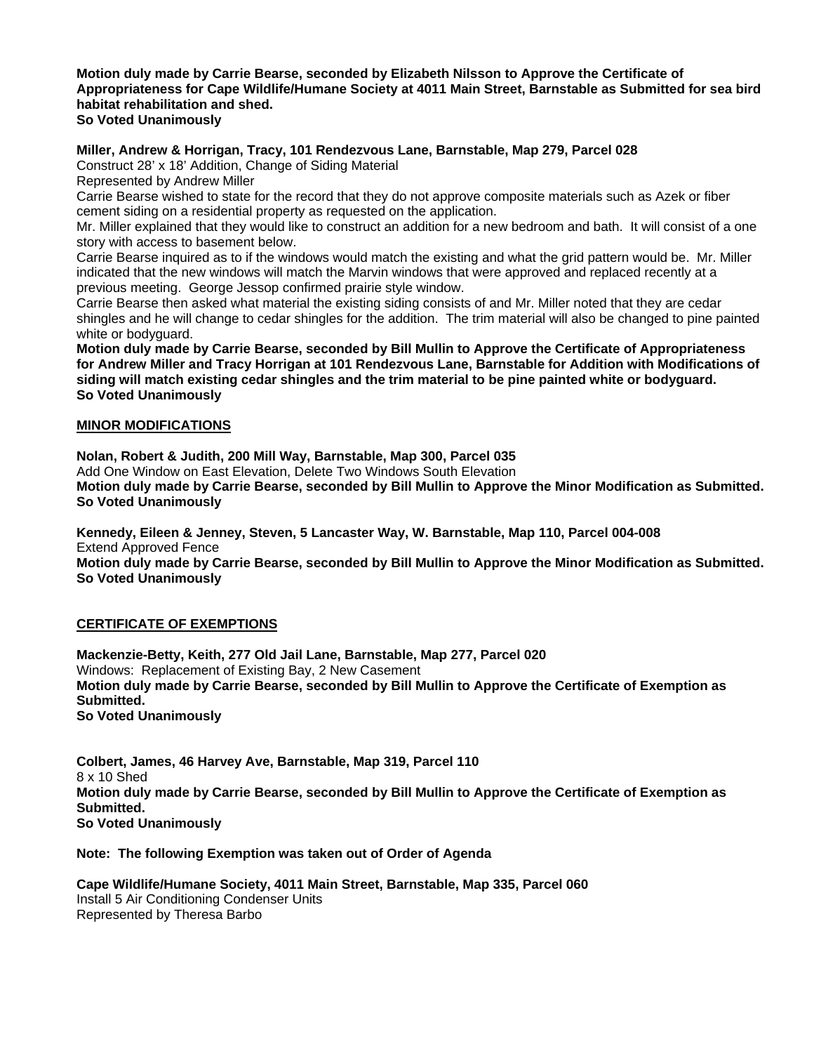**Motion duly made by Carrie Bearse, seconded by Elizabeth Nilsson to Approve the Certificate of Appropriateness for Cape Wildlife/Humane Society at 4011 Main Street, Barnstable as Submitted for sea bird habitat rehabilitation and shed.**
**So Voted Unanimously**

**Miller, Andrew & Horrigan, Tracy, 101 Rendezvous Lane, Barnstable, Map 279, Parcel 028**
Construct 28' x 18' Addition, Change of Siding Material
Represented by Andrew Miller
Carrie Bearse wished to state for the record that they do not approve composite materials such as Azek or fiber cement siding on a residential property as requested on the application.
Mr. Miller explained that they would like to construct an addition for a new bedroom and bath. It will consist of a one story with access to basement below.
Carrie Bearse inquired as to if the windows would match the existing and what the grid pattern would be. Mr. Miller indicated that the new windows will match the Marvin windows that were approved and replaced recently at a previous meeting. George Jessop confirmed prairie style window.
Carrie Bearse then asked what material the existing siding consists of and Mr. Miller noted that they are cedar shingles and he will change to cedar shingles for the addition. The trim material will also be changed to pine painted white or bodyguard.
**Motion duly made by Carrie Bearse, seconded by Bill Mullin to Approve the Certificate of Appropriateness for Andrew Miller and Tracy Horrigan at 101 Rendezvous Lane, Barnstable for Addition with Modifications of siding will match existing cedar shingles and the trim material to be pine painted white or bodyguard.**
**So Voted Unanimously**

## MINOR MODIFICATIONS

**Nolan, Robert & Judith, 200 Mill Way, Barnstable, Map 300, Parcel 035**
Add One Window on East Elevation, Delete Two Windows South Elevation
**Motion duly made by Carrie Bearse, seconded by Bill Mullin to Approve the Minor Modification as Submitted.**
**So Voted Unanimously**

**Kennedy, Eileen & Jenney, Steven, 5 Lancaster Way, W. Barnstable, Map 110, Parcel 004-008**
Extend Approved Fence
**Motion duly made by Carrie Bearse, seconded by Bill Mullin to Approve the Minor Modification as Submitted.**
**So Voted Unanimously**

## CERTIFICATE OF EXEMPTIONS

**Mackenzie-Betty, Keith, 277 Old Jail Lane, Barnstable, Map 277, Parcel 020**
Windows: Replacement of Existing Bay, 2 New Casement
**Motion duly made by Carrie Bearse, seconded by Bill Mullin to Approve the Certificate of Exemption as Submitted.**
**So Voted Unanimously**

**Colbert, James, 46 Harvey Ave, Barnstable, Map 319, Parcel 110**
8 x 10 Shed
**Motion duly made by Carrie Bearse, seconded by Bill Mullin to Approve the Certificate of Exemption as Submitted.**
**So Voted Unanimously**

**Note: The following Exemption was taken out of Order of Agenda**

**Cape Wildlife/Humane Society, 4011 Main Street, Barnstable, Map 335, Parcel 060**
Install 5 Air Conditioning Condenser Units
Represented by Theresa Barbo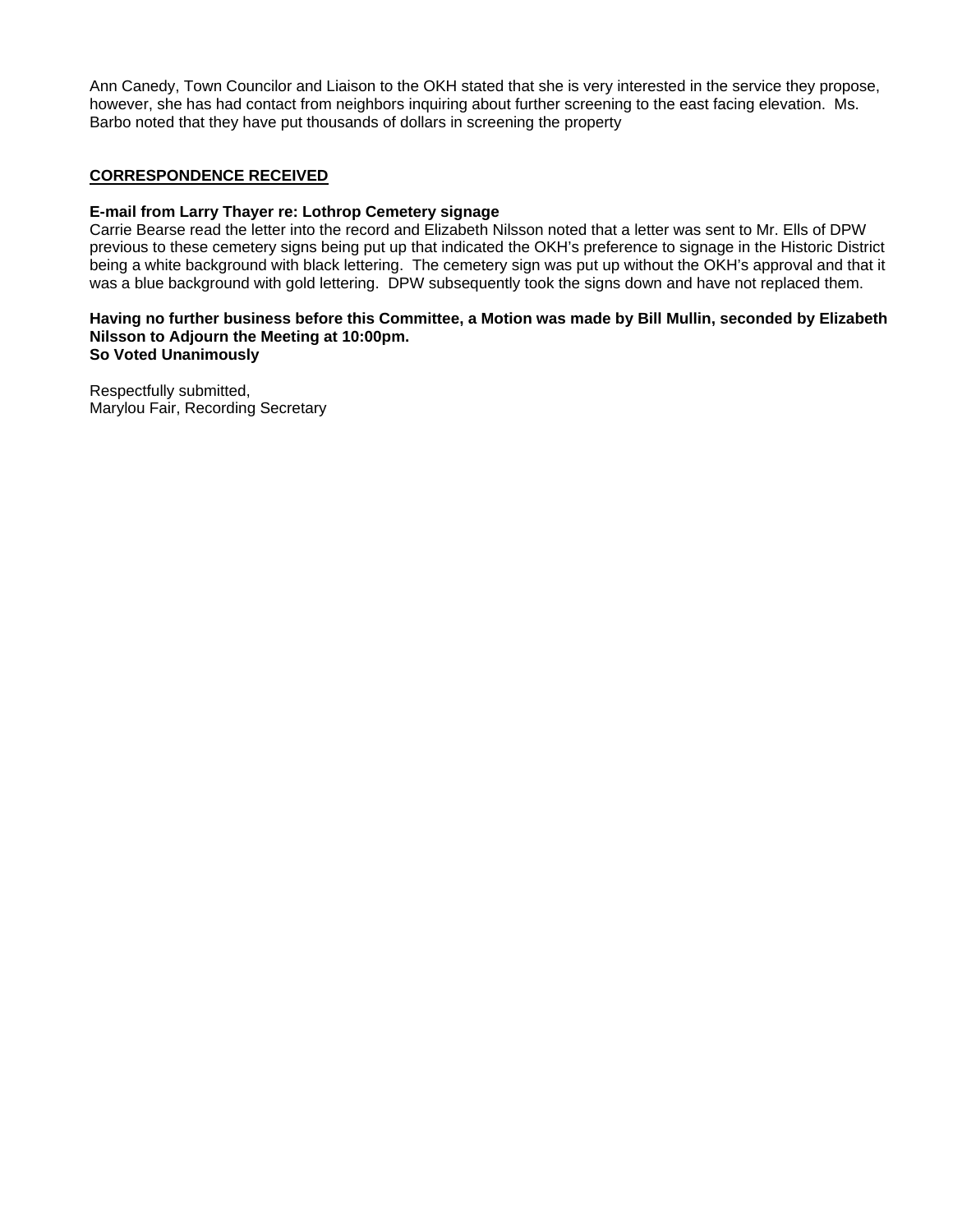Ann Canedy, Town Councilor and Liaison to the OKH stated that she is very interested in the service they propose, however, she has had contact from neighbors inquiring about further screening to the east facing elevation. Ms. Barbo noted that they have put thousands of dollars in screening the property

**<u>CORRESPONDENCE RECEIVED</u>**

**E-mail from Larry Thayer re: Lothrop Cemetery signage**

Carrie Bearse read the letter into the record and Elizabeth Nilsson noted that a letter was sent to Mr. Ells of DPW previous to these cemetery signs being put up that indicated the OKH's preference to signage in the Historic District being a white background with black lettering. The cemetery sign was put up without the OKH's approval and that it was a blue background with gold lettering. DPW subsequently took the signs down and have not replaced them.

**Having no further business before this Committee, a Motion was made by Bill Mullin, seconded by Elizabeth Nilsson to Adjourn the Meeting at 10:00pm.**
**So Voted Unanimously**

Respectfully submitted,
Marylou Fair, Recording Secretary